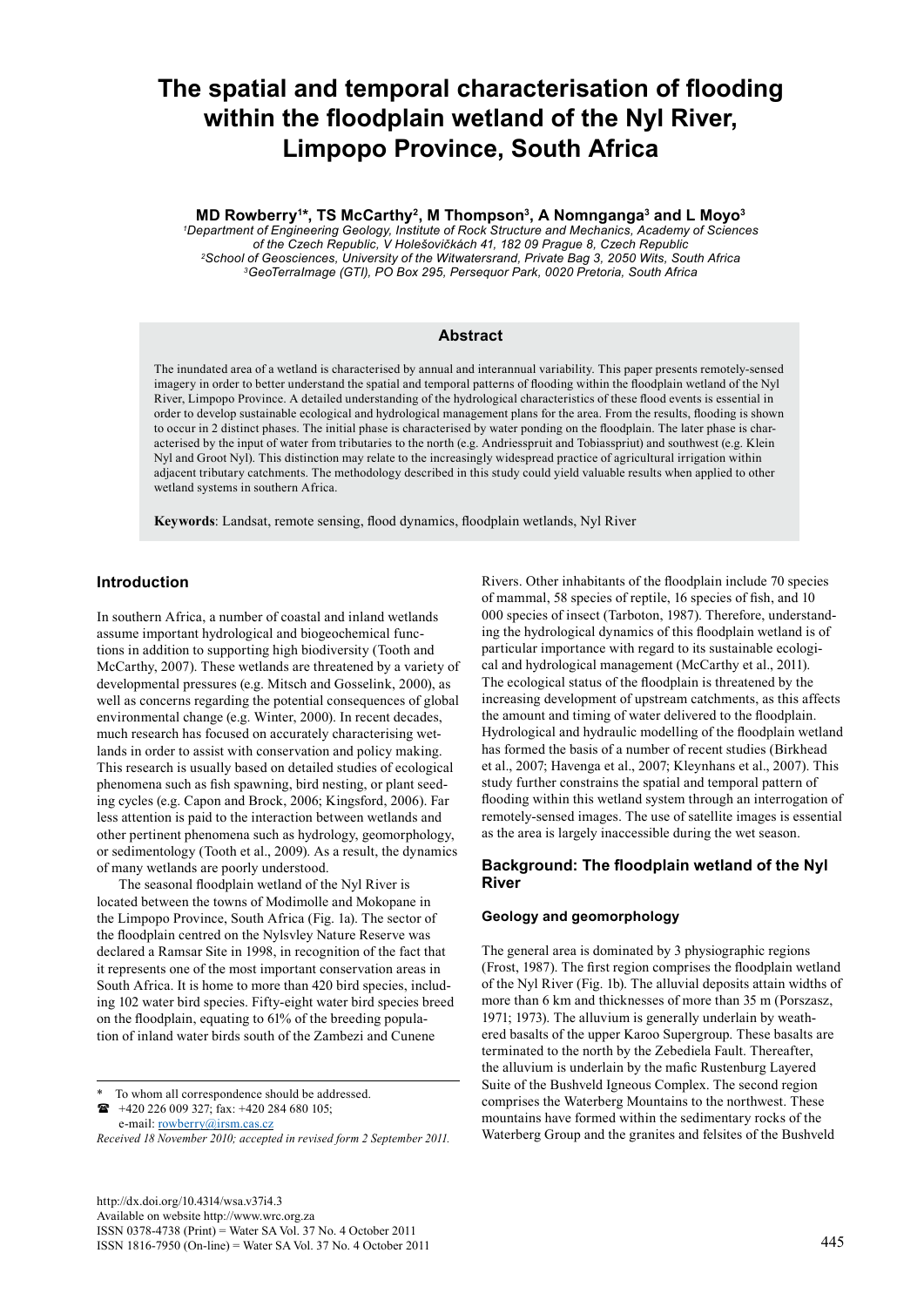# The spatial and temporal characterisation of flooding within the floodplain wetland of the Nyl River, Limpopo Province, South Africa

**MD Rowberry[1]*, TS McCarthy[2], M Thompson[3], A Nomnganga[3] and L Moyo[3]**

[1]*Department of Engineering Geology, Institute of Rock Structure and Mechanics, Academy of Sciences of the Czech Republic, V Holešovičkách 41, 182 09 Prague 8, Czech Republic*
[2]*School of Geosciences, University of the Witwatersrand, Private Bag 3, 2050 Wits, South Africa*
[3]*GeoTerraImage (GTI), PO Box 295, Persequor Park, 0020 Pretoria, South Africa*

## Abstract

The inundated area of a wetland is characterised by annual and interannual variability. This paper presents remotely-sensed imagery in order to better understand the spatial and temporal patterns of flooding within the floodplain wetland of the Nyl River, Limpopo Province. A detailed understanding of the hydrological characteristics of these flood events is essential in order to develop sustainable ecological and hydrological management plans for the area. From the results, flooding is shown to occur in 2 distinct phases. The initial phase is characterised by water ponding on the floodplain. The later phase is characterised by the input of water from tributaries to the north (e.g. Andriesspruit and Tobiasspruit) and southwest (e.g. Klein Nyl and Groot Nyl). This distinction may relate to the increasingly widespread practice of agricultural irrigation within adjacent tributary catchments. The methodology described in this study could yield valuable results when applied to other wetland systems in southern Africa.

**Keywords**: Landsat, remote sensing, flood dynamics, floodplain wetlands, Nyl River

## Introduction

In southern Africa, a number of coastal and inland wetlands assume important hydrological and biogeochemical functions in addition to supporting high biodiversity (Tooth and McCarthy, 2007). These wetlands are threatened by a variety of developmental pressures (e.g. Mitsch and Gosselink, 2000), as well as concerns regarding the potential consequences of global environmental change (e.g. Winter, 2000). In recent decades, much research has focused on accurately characterising wetlands in order to assist with conservation and policy making. This research is usually based on detailed studies of ecological phenomena such as fish spawning, bird nesting, or plant seeding cycles (e.g. Capon and Brock, 2006; Kingsford, 2006). Far less attention is paid to the interaction between wetlands and other pertinent phenomena such as hydrology, geomorphology, or sedimentology (Tooth et al., 2009). As a result, the dynamics of many wetlands are poorly understood.

The seasonal floodplain wetland of the Nyl River is located between the towns of Modimolle and Mokopane in the Limpopo Province, South Africa (Fig. 1a). The sector of the floodplain centred on the Nylsvley Nature Reserve was declared a Ramsar Site in 1998, in recognition of the fact that it represents one of the most important conservation areas in South Africa. It is home to more than 420 bird species, including 102 water bird species. Fifty-eight water bird species breed on the floodplain, equating to 61% of the breeding population of inland water birds south of the Zambezi and Cunene Rivers. Other inhabitants of the floodplain include 70 species of mammal, 58 species of reptile, 16 species of fish, and 10 000 species of insect (Tarboton, 1987). Therefore, understanding the hydrological dynamics of this floodplain wetland is of particular importance with regard to its sustainable ecological and hydrological management (McCarthy et al., 2011). The ecological status of the floodplain is threatened by the increasing development of upstream catchments, as this affects the amount and timing of water delivered to the floodplain. Hydrological and hydraulic modelling of the floodplain wetland has formed the basis of a number of recent studies (Birkhead et al., 2007; Havenga et al., 2007; Kleynhans et al., 2007). This study further constrains the spatial and temporal pattern of flooding within this wetland system through an interrogation of remotely-sensed images. The use of satellite images is essential as the area is largely inaccessible during the wet season.

## Background: The floodplain wetland of the Nyl River

### Geology and geomorphology

The general area is dominated by 3 physiographic regions (Frost, 1987). The first region comprises the floodplain wetland of the Nyl River (Fig. 1b). The alluvial deposits attain widths of more than 6 km and thicknesses of more than 35 m (Porszasz, 1971; 1973). The alluvium is generally underlain by weathered basalts of the upper Karoo Supergroup. These basalts are terminated to the north by the Zebediela Fault. Thereafter, the alluvium is underlain by the mafic Rustenburg Layered Suite of the Bushveld Igneous Complex. The second region comprises the Waterberg Mountains to the northwest. These mountains have formed within the sedimentary rocks of the Waterberg Group and the granites and felsites of the Bushveld

\* To whom all correspondence should be addressed.
☎ +420 226 009 327; fax: +420 284 680 105;
e-mail: rowberry@irsm.cas.cz

*Received 18 November 2010; accepted in revised form 2 September 2011.*

http://dx.doi.org/10.4314/wsa.v37i4.3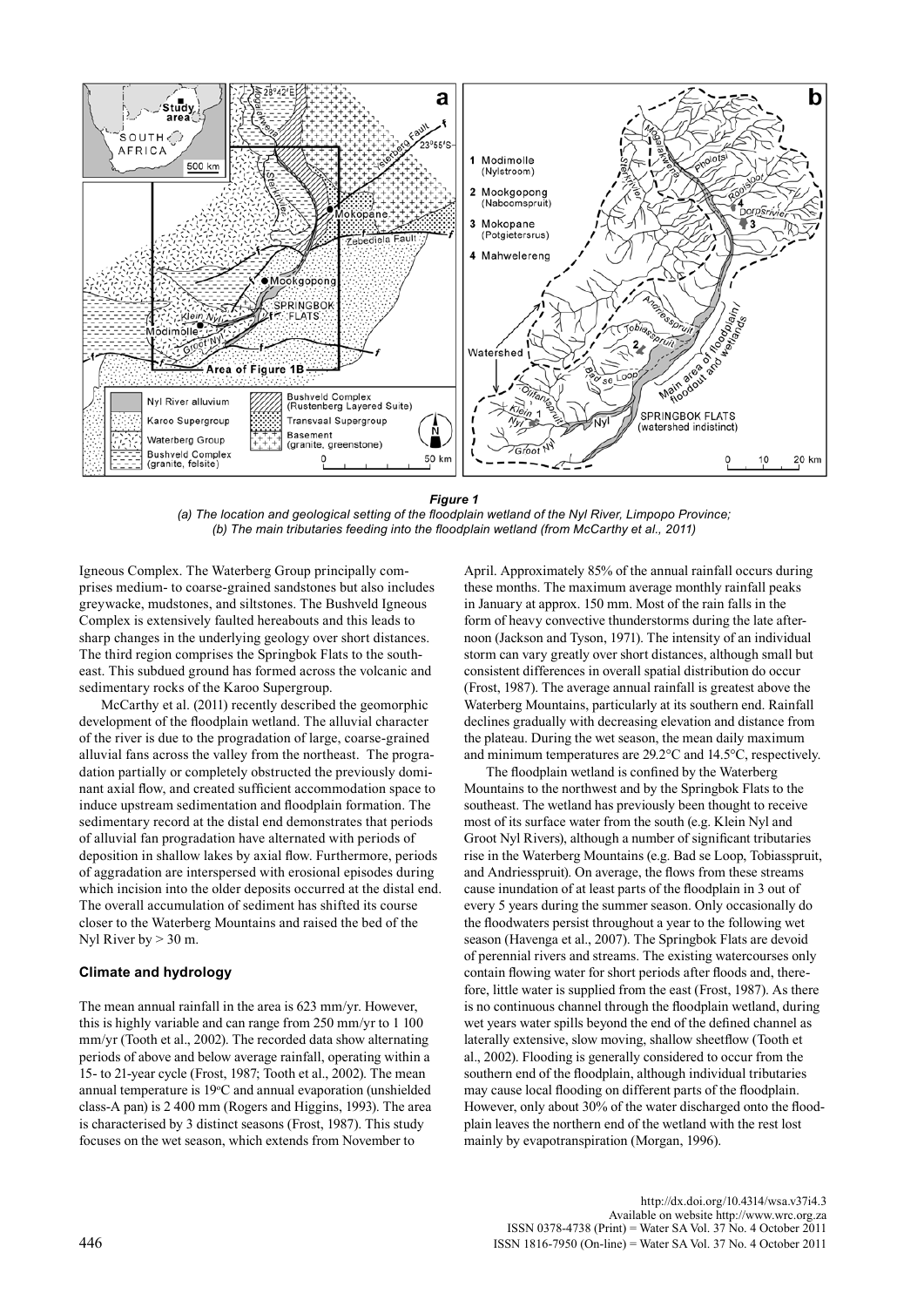***Figure 1***

*(a) The location and geological setting of the floodplain wetland of the Nyl River, Limpopo Province; (b) The main tributaries feeding into the floodplain wetland (from McCarthy et al., 2011)*

Igneous Complex. The Waterberg Group principally comprises medium- to coarse-grained sandstones but also includes greywacke, mudstones, and siltstones. The Bushveld Igneous Complex is extensively faulted hereabouts and this leads to sharp changes in the underlying geology over short distances. The third region comprises the Springbok Flats to the southeast. This subdued ground has formed across the volcanic and sedimentary rocks of the Karoo Supergroup.

McCarthy et al. (2011) recently described the geomorphic development of the floodplain wetland. The alluvial character of the river is due to the progradation of large, coarse-grained alluvial fans across the valley from the northeast. The progradation partially or completely obstructed the previously dominant axial flow, and created sufficient accommodation space to induce upstream sedimentation and floodplain formation. The sedimentary record at the distal end demonstrates that periods of alluvial fan progradation have alternated with periods of deposition in shallow lakes by axial flow. Furthermore, periods of aggradation are interspersed with erosional episodes during which incision into the older deposits occurred at the distal end. The overall accumulation of sediment has shifted its course closer to the Waterberg Mountains and raised the bed of the Nyl River by > 30 m.

## Climate and hydrology

The mean annual rainfall in the area is 623 mm/yr. However, this is highly variable and can range from 250 mm/yr to 1 100 mm/yr (Tooth et al., 2002). The recorded data show alternating periods of above and below average rainfall, operating within a 15- to 21-year cycle (Frost, 1987; Tooth et al., 2002). The mean annual temperature is 19°C and annual evaporation (unshielded class-A pan) is 2 400 mm (Rogers and Higgins, 1993). The area is characterised by 3 distinct seasons (Frost, 1987). This study focuses on the wet season, which extends from November to April. Approximately 85% of the annual rainfall occurs during these months. The maximum average monthly rainfall peaks in January at approx. 150 mm. Most of the rain falls in the form of heavy convective thunderstorms during the late afternoon (Jackson and Tyson, 1971). The intensity of an individual storm can vary greatly over short distances, although small but consistent differences in overall spatial distribution do occur (Frost, 1987). The average annual rainfall is greatest above the Waterberg Mountains, particularly at its southern end. Rainfall declines gradually with decreasing elevation and distance from the plateau. During the wet season, the mean daily maximum and minimum temperatures are 29.2°C and 14.5°C, respectively.

The floodplain wetland is confined by the Waterberg Mountains to the northwest and by the Springbok Flats to the southeast. The wetland has previously been thought to receive most of its surface water from the south (e.g. Klein Nyl and Groot Nyl Rivers), although a number of significant tributaries rise in the Waterberg Mountains (e.g. Bad se Loop, Tobiasspruit, and Andriesspruit). On average, the flows from these streams cause inundation of at least parts of the floodplain in 3 out of every 5 years during the summer season. Only occasionally do the floodwaters persist throughout a year to the following wet season (Havenga et al., 2007). The Springbok Flats are devoid of perennial rivers and streams. The existing watercourses only contain flowing water for short periods after floods and, therefore, little water is supplied from the east (Frost, 1987). As there is no continuous channel through the floodplain wetland, during wet years water spills beyond the end of the defined channel as laterally extensive, slow moving, shallow sheetflow (Tooth et al., 2002). Flooding is generally considered to occur from the southern end of the floodplain, although individual tributaries may cause local flooding on different parts of the floodplain. However, only about 30% of the water discharged onto the floodplain leaves the northern end of the wetland with the rest lost mainly by evapotranspiration (Morgan, 1996).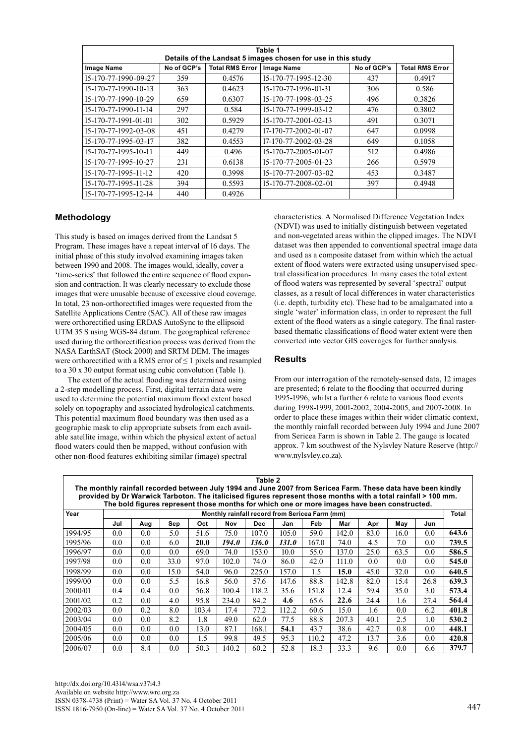Table 1
Details of the Landsat 5 images chosen for use in this study

| Image Name | No of GCP's | Total RMS Error | Image Name | No of GCP's | Total RMS Error |
|---|---|---|---|---|---|
| l5-170-77-1990-09-27 | 359 | 0.4576 | l5-170-77-1995-12-30 | 437 | 0.4917 |
| l5-170-77-1990-10-13 | 363 | 0.4623 | l5-170-77-1996-01-31 | 306 | 0.586 |
| l5-170-77-1990-10-29 | 659 | 0.6307 | l5-170-77-1998-03-25 | 496 | 0.3826 |
| l5-170-77-1990-11-14 | 297 | 0.584 | l5-170-77-1999-03-12 | 476 | 0.3802 |
| l5-170-77-1991-01-01 | 302 | 0.5929 | l5-170-77-2001-02-13 | 491 | 0.3071 |
| l5-170-77-1992-03-08 | 451 | 0.4279 | l7-170-77-2002-01-07 | 647 | 0.0998 |
| l5-170-77-1995-03-17 | 382 | 0.4553 | l7-170-77-2002-03-28 | 649 | 0.1058 |
| l5-170-77-1995-10-11 | 449 | 0.496 | l5-170-77-2005-01-07 | 512 | 0.4986 |
| l5-170-77-1995-10-27 | 231 | 0.6138 | l5-170-77-2005-01-23 | 266 | 0.5979 |
| l5-170-77-1995-11-12 | 420 | 0.3998 | l5-170-77-2007-03-02 | 453 | 0.3487 |
| l5-170-77-1995-11-28 | 394 | 0.5593 | l5-170-77-2008-02-01 | 397 | 0.4948 |
| l5-170-77-1995-12-14 | 440 | 0.4926 | | | |

## Methodology

This study is based on images derived from the Landsat 5 Program. These images have a repeat interval of 16 days. The initial phase of this study involved examining images taken between 1990 and 2008. The images would, ideally, cover a 'time-series' that followed the entire sequence of flood expansion and contraction. It was clearly necessary to exclude those images that were unusable because of excessive cloud coverage. In total, 23 non-orthorectified images were requested from the Satellite Applications Centre (SAC). All of these raw images were orthorectified using ERDAS AutoSync to the ellipsoid UTM 35 S using WGS-84 datum. The geographical reference used during the orthorectification process was derived from the NASA EarthSAT (Stock 2000) and SRTM DEM. The images were orthorectified with a RMS error of ≤ 1 pixels and resampled to a 30 x 30 output format using cubic convolution (Table 1).

The extent of the actual flooding was determined using a 2-step modelling process. First, digital terrain data were used to determine the potential maximum flood extent based solely on topography and associated hydrological catchments. This potential maximum flood boundary was then used as a geographic mask to clip appropriate subsets from each available satellite image, within which the physical extent of actual flood waters could then be mapped, without confusion with other non-flood features exhibiting similar (image) spectral characteristics. A Normalised Difference Vegetation Index (NDVI) was used to initially distinguish between vegetated and non-vegetated areas within the clipped images. The NDVI dataset was then appended to conventional spectral image data and used as a composite dataset from within which the actual extent of flood waters were extracted using unsupervised spectral classification procedures. In many cases the total extent of flood waters was represented by several 'spectral' output classes, as a result of local differences in water characteristics (i.e. depth, turbidity etc). These had to be amalgamated into a single 'water' information class, in order to represent the full extent of the flood waters as a single category. The final raster-based thematic classifications of flood water extent were then converted into vector GIS coverages for further analysis.

## Results

From our interrogation of the remotely-sensed data, 12 images are presented; 6 relate to the flooding that occurred during 1995-1996, whilst a further 6 relate to various flood events during 1998-1999, 2001-2002, 2004-2005, and 2007-2008. In order to place these images within their wider climatic context, the monthly rainfall recorded between July 1994 and June 2007 from Sericea Farm is shown in Table 2. The gauge is located approx. 7 km southwest of the Nylsvley Nature Reserve (http://www.nylsvley.co.za).

Table 2
The monthly rainfall recorded between July 1994 and June 2007 from Sericea Farm. These data have been kindly provided by Dr Warwick Tarboton. The italicised figures represent those months with a total rainfall > 100 mm. The bold figures represent those months for which one or more images have been constructed.

| Year | Monthly rainfall record from Sericea Farm (mm) | | | | | | | | | | | | Total |
|---|---|---|---|---|---|---|---|---|---|---|---|---|---|
| | Jul | Aug | Sep | Oct | Nov | Dec | Jan | Feb | Mar | Apr | May | Jun | |
| 1994/95 | 0.0 | 0.0 | 5.0 | 51.6 | 75.0 | 107.0 | 105.0 | 59.0 | 142.0 | 83.0 | 16.0 | 0.0 | **643.6** |
| 1995/96 | 0.0 | 0.0 | 6.0 | **20.0** | ***194.0*** | ***136.0*** | ***131.0*** | 167.0 | 74.0 | 4.5 | 7.0 | 0.0 | **739.5** |
| 1996/97 | 0.0 | 0.0 | 0.0 | 69.0 | 74.0 | 153.0 | 10.0 | 55.0 | 137.0 | 25.0 | 63.5 | 0.0 | **586.5** |
| 1997/98 | 0.0 | 0.0 | 33.0 | 97.0 | 102.0 | 74.0 | 86.0 | 42.0 | 111.0 | 0.0 | 0.0 | 0.0 | **545.0** |
| 1998/99 | 0.0 | 0.0 | 15.0 | 54.0 | 96.0 | 225.0 | 157.0 | 1.5 | **15.0** | 45.0 | 32.0 | 0.0 | **640.5** |
| 1999/00 | 0.0 | 0.0 | 5.5 | 16.8 | 56.0 | 57.6 | 147.6 | 88.8 | 142.8 | 82.0 | 15.4 | 26.8 | **639.3** |
| 2000/01 | 0.4 | 0.4 | 0.0 | 56.8 | 100.4 | 118.2 | 35.6 | 151.8 | 12.4 | 59.4 | 35.0 | 3.0 | **573.4** |
| 2001/02 | 0.2 | 0.0 | 4.0 | 95.8 | 234.0 | 84.2 | **4.6** | 65.6 | **22.6** | 24.4 | 1.6 | 27.4 | **564.4** |
| 2002/03 | 0.0 | 0.2 | 8.0 | 103.4 | 17.4 | 77.2 | 112.2 | 60.6 | 15.0 | 1.6 | 0.0 | 6.2 | **401.8** |
| 2003/04 | 0.0 | 0.0 | 8.2 | 1.8 | 49.0 | 62.0 | 77.5 | 88.8 | 207.3 | 40.1 | 2.5 | 1.0 | **530.2** |
| 2004/05 | 0.0 | 0.0 | 0.0 | 13.0 | 87.1 | 168.1 | **54.1** | 43.7 | 38.6 | 42.7 | 0.8 | 0.0 | **448.1** |
| 2005/06 | 0.0 | 0.0 | 0.0 | 1.5 | 99.8 | 49.5 | 95.3 | 110.2 | 47.2 | 13.7 | 3.6 | 0.0 | **420.8** |
| 2006/07 | 0.0 | 8.4 | 0.0 | 50.3 | 140.2 | 60.2 | 52.8 | 18.3 | 33.3 | 9.6 | 0.0 | 6.6 | **379.7** |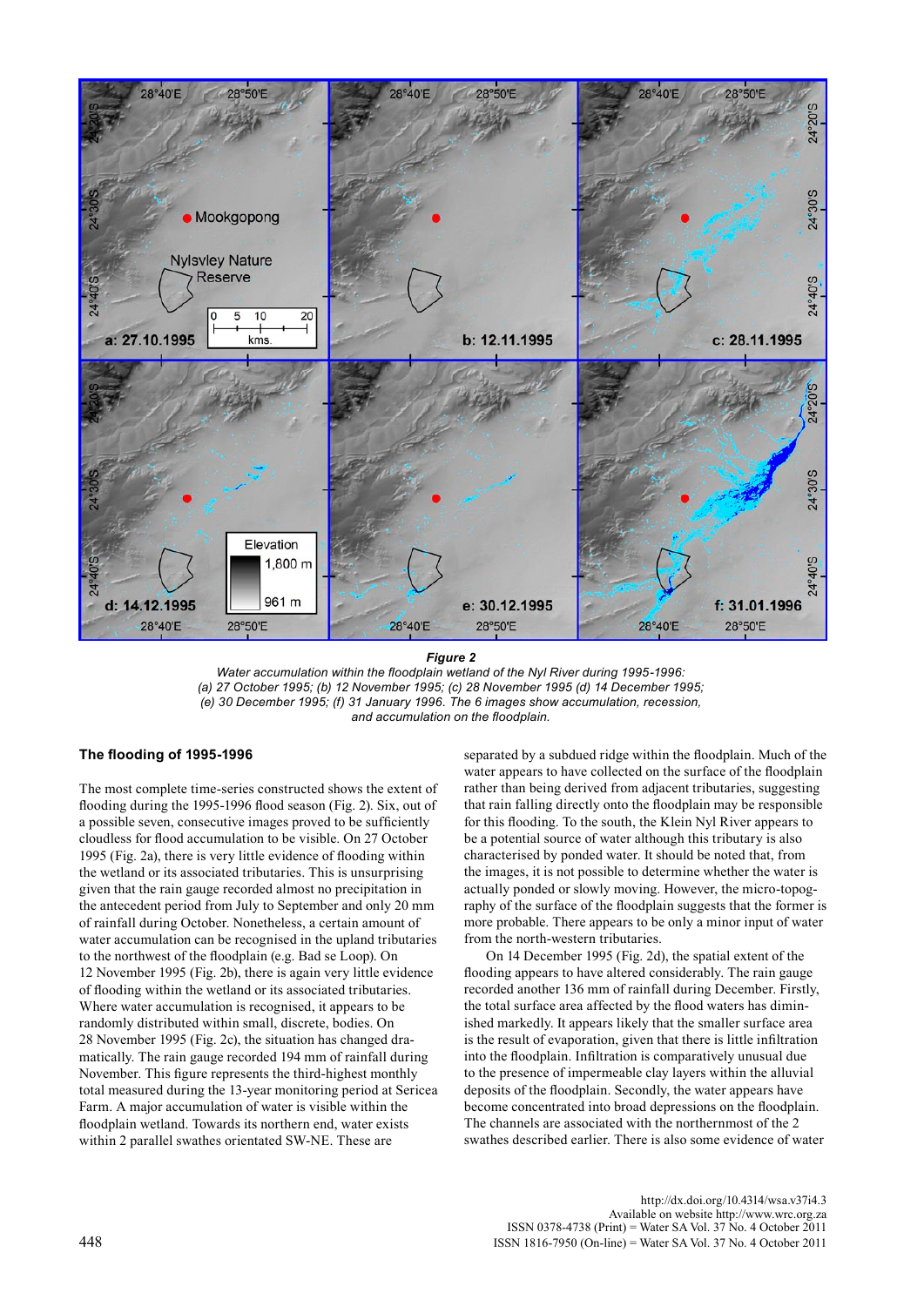*Figure 2*

*Water accumulation within the floodplain wetland of the Nyl River during 1995-1996: (a) 27 October 1995; (b) 12 November 1995; (c) 28 November 1995 (d) 14 December 1995; (e) 30 December 1995; (f) 31 January 1996. The 6 images show accumulation, recession, and accumulation on the floodplain.*

### The flooding of 1995-1996

The most complete time-series constructed shows the extent of flooding during the 1995-1996 flood season (Fig. 2). Six, out of a possible seven, consecutive images proved to be sufficiently cloudless for flood accumulation to be visible. On 27 October 1995 (Fig. 2a), there is very little evidence of flooding within the wetland or its associated tributaries. This is unsurprising given that the rain gauge recorded almost no precipitation in the antecedent period from July to September and only 20 mm of rainfall during October. Nonetheless, a certain amount of water accumulation can be recognised in the upland tributaries to the northwest of the floodplain (e.g. Bad se Loop). On 12 November 1995 (Fig. 2b), there is again very little evidence of flooding within the wetland or its associated tributaries. Where water accumulation is recognised, it appears to be randomly distributed within small, discrete, bodies. On 28 November 1995 (Fig. 2c), the situation has changed dramatically. The rain gauge recorded 194 mm of rainfall during November. This figure represents the third-highest monthly total measured during the 13-year monitoring period at Sericea Farm. A major accumulation of water is visible within the floodplain wetland. Towards its northern end, water exists within 2 parallel swathes orientated SW-NE. These are separated by a subdued ridge within the floodplain. Much of the water appears to have collected on the surface of the floodplain rather than being derived from adjacent tributaries, suggesting that rain falling directly onto the floodplain may be responsible for this flooding. To the south, the Klein Nyl River appears to be a potential source of water although this tributary is also characterised by ponded water. It should be noted that, from the images, it is not possible to determine whether the water is actually ponded or slowly moving. However, the micro-topography of the surface of the floodplain suggests that the former is more probable. There appears to be only a minor input of water from the north-western tributaries.

On 14 December 1995 (Fig. 2d), the spatial extent of the flooding appears to have altered considerably. The rain gauge recorded another 136 mm of rainfall during December. Firstly, the total surface area affected by the flood waters has diminished markedly. It appears likely that the smaller surface area is the result of evaporation, given that there is little infiltration into the floodplain. Infiltration is comparatively unusual due to the presence of impermeable clay layers within the alluvial deposits of the floodplain. Secondly, the water appears have become concentrated into broad depressions on the floodplain. The channels are associated with the northernmost of the 2 swathes described earlier. There is also some evidence of water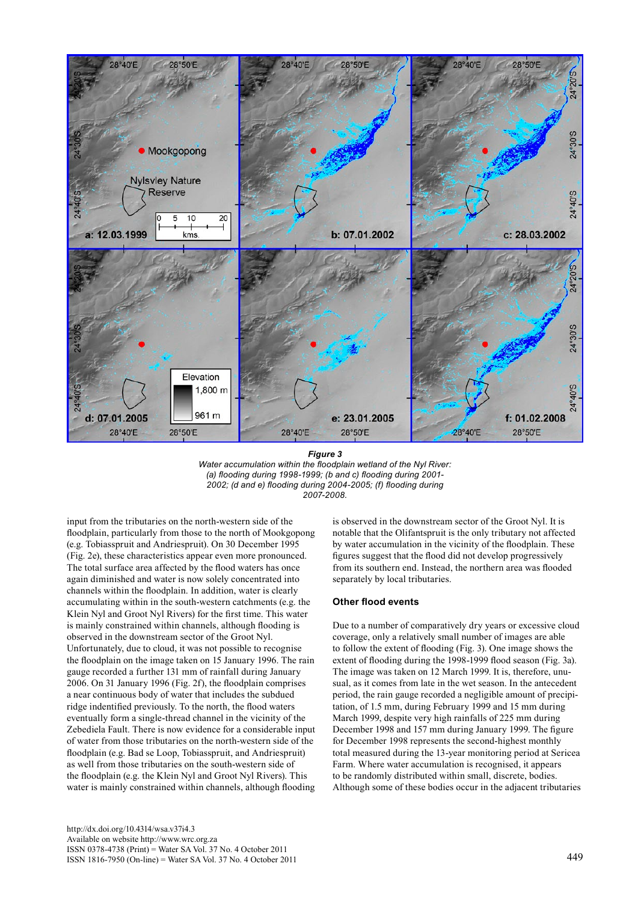**Figure 3**

*Water accumulation within the floodplain wetland of the Nyl River: (a) flooding during 1998-1999; (b and c) flooding during 2001-2002; (d and e) flooding during 2004-2005; (f) flooding during 2007-2008.*

input from the tributaries on the north-western side of the floodplain, particularly from those to the north of Mookgopong (e.g. Tobiasspruit and Andriespruit). On 30 December 1995 (Fig. 2e), these characteristics appear even more pronounced. The total surface area affected by the flood waters has once again diminished and water is now solely concentrated into channels within the floodplain. In addition, water is clearly accumulating within in the south-western catchments (e.g. the Klein Nyl and Groot Nyl Rivers) for the first time. This water is mainly constrained within channels, although flooding is observed in the downstream sector of the Groot Nyl. Unfortunately, due to cloud, it was not possible to recognise the floodplain on the image taken on 15 January 1996. The rain gauge recorded a further 131 mm of rainfall during January 2006. On 31 January 1996 (Fig. 2f), the floodplain comprises a near continuous body of water that includes the subdued ridge indentified previously. To the north, the flood waters eventually form a single-thread channel in the vicinity of the Zebediela Fault. There is now evidence for a considerable input of water from those tributaries on the north-western side of the floodplain (e.g. Bad se Loop, Tobiasspruit, and Andriespruit) as well from those tributaries on the south-western side of the floodplain (e.g. the Klein Nyl and Groot Nyl Rivers). This water is mainly constrained within channels, although flooding is observed in the downstream sector of the Groot Nyl. It is notable that the Olifantspruit is the only tributary not affected by water accumulation in the vicinity of the floodplain. These figures suggest that the flood did not develop progressively from its southern end. Instead, the northern area was flooded separately by local tributaries.

### Other flood events

Due to a number of comparatively dry years or excessive cloud coverage, only a relatively small number of images are able to follow the extent of flooding (Fig. 3). One image shows the extent of flooding during the 1998-1999 flood season (Fig. 3a). The image was taken on 12 March 1999. It is, therefore, unusual, as it comes from late in the wet season. In the antecedent period, the rain gauge recorded a negligible amount of precipitation, of 1.5 mm, during February 1999 and 15 mm during March 1999, despite very high rainfalls of 225 mm during December 1998 and 157 mm during January 1999. The figure for December 1998 represents the second-highest monthly total measured during the 13-year monitoring period at Sericea Farm. Where water accumulation is recognised, it appears to be randomly distributed within small, discrete, bodies. Although some of these bodies occur in the adjacent tributaries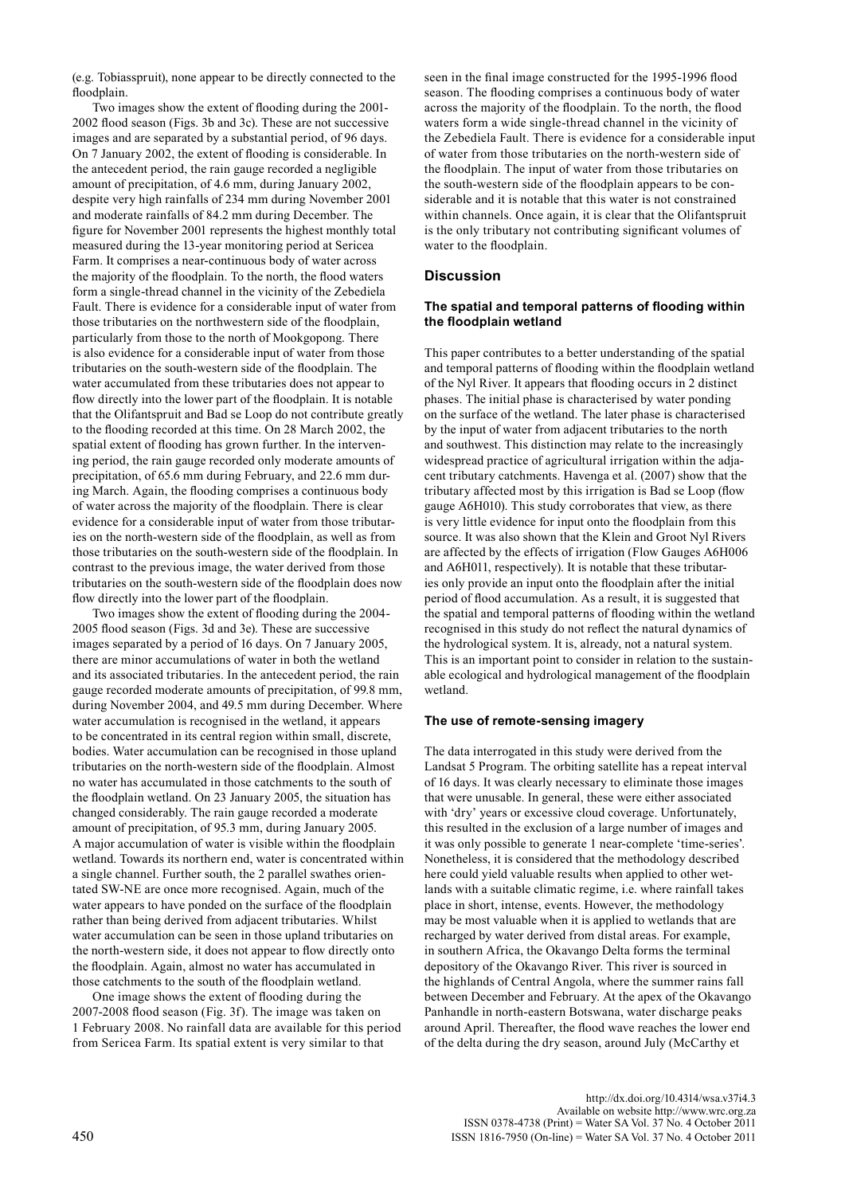(e.g. Tobiasspruit), none appear to be directly connected to the floodplain.

Two images show the extent of flooding during the 2001-2002 flood season (Figs. 3b and 3c). These are not successive images and are separated by a substantial period, of 96 days. On 7 January 2002, the extent of flooding is considerable. In the antecedent period, the rain gauge recorded a negligible amount of precipitation, of 4.6 mm, during January 2002, despite very high rainfalls of 234 mm during November 2001 and moderate rainfalls of 84.2 mm during December. The figure for November 2001 represents the highest monthly total measured during the 13-year monitoring period at Sericea Farm. It comprises a near-continuous body of water across the majority of the floodplain. To the north, the flood waters form a single-thread channel in the vicinity of the Zebediela Fault. There is evidence for a considerable input of water from those tributaries on the northwestern side of the floodplain, particularly from those to the north of Mookgopong. There is also evidence for a considerable input of water from those tributaries on the south-western side of the floodplain. The water accumulated from these tributaries does not appear to flow directly into the lower part of the floodplain. It is notable that the Olifantspruit and Bad se Loop do not contribute greatly to the flooding recorded at this time. On 28 March 2002, the spatial extent of flooding has grown further. In the intervening period, the rain gauge recorded only moderate amounts of precipitation, of 65.6 mm during February, and 22.6 mm during March. Again, the flooding comprises a continuous body of water across the majority of the floodplain. There is clear evidence for a considerable input of water from those tributaries on the north-western side of the floodplain, as well as from those tributaries on the south-western side of the floodplain. In contrast to the previous image, the water derived from those tributaries on the south-western side of the floodplain does now flow directly into the lower part of the floodplain.

Two images show the extent of flooding during the 2004-2005 flood season (Figs. 3d and 3e). These are successive images separated by a period of 16 days. On 7 January 2005, there are minor accumulations of water in both the wetland and its associated tributaries. In the antecedent period, the rain gauge recorded moderate amounts of precipitation, of 99.8 mm, during November 2004, and 49.5 mm during December. Where water accumulation is recognised in the wetland, it appears to be concentrated in its central region within small, discrete, bodies. Water accumulation can be recognised in those upland tributaries on the north-western side of the floodplain. Almost no water has accumulated in those catchments to the south of the floodplain wetland. On 23 January 2005, the situation has changed considerably. The rain gauge recorded a moderate amount of precipitation, of 95.3 mm, during January 2005. A major accumulation of water is visible within the floodplain wetland. Towards its northern end, water is concentrated within a single channel. Further south, the 2 parallel swathes orientated SW-NE are once more recognised. Again, much of the water appears to have ponded on the surface of the floodplain rather than being derived from adjacent tributaries. Whilst water accumulation can be seen in those upland tributaries on the north-western side, it does not appear to flow directly onto the floodplain. Again, almost no water has accumulated in those catchments to the south of the floodplain wetland.

One image shows the extent of flooding during the 2007-2008 flood season (Fig. 3f). The image was taken on 1 February 2008. No rainfall data are available for this period from Sericea Farm. Its spatial extent is very similar to that seen in the final image constructed for the 1995-1996 flood season. The flooding comprises a continuous body of water across the majority of the floodplain. To the north, the flood waters form a wide single-thread channel in the vicinity of the Zebediela Fault. There is evidence for a considerable input of water from those tributaries on the north-western side of the floodplain. The input of water from those tributaries on the south-western side of the floodplain appears to be considerable and it is notable that this water is not constrained within channels. Once again, it is clear that the Olifantspruit is the only tributary not contributing significant volumes of water to the floodplain.

## Discussion

### The spatial and temporal patterns of flooding within the floodplain wetland

This paper contributes to a better understanding of the spatial and temporal patterns of flooding within the floodplain wetland of the Nyl River. It appears that flooding occurs in 2 distinct phases. The initial phase is characterised by water ponding on the surface of the wetland. The later phase is characterised by the input of water from adjacent tributaries to the north and southwest. This distinction may relate to the increasingly widespread practice of agricultural irrigation within the adjacent tributary catchments. Havenga et al. (2007) show that the tributary affected most by this irrigation is Bad se Loop (flow gauge A6H010). This study corroborates that view, as there is very little evidence for input onto the floodplain from this source. It was also shown that the Klein and Groot Nyl Rivers are affected by the effects of irrigation (Flow Gauges A6H006 and A6H011, respectively). It is notable that these tributaries only provide an input onto the floodplain after the initial period of flood accumulation. As a result, it is suggested that the spatial and temporal patterns of flooding within the wetland recognised in this study do not reflect the natural dynamics of the hydrological system. It is, already, not a natural system. This is an important point to consider in relation to the sustainable ecological and hydrological management of the floodplain wetland.

### The use of remote-sensing imagery

The data interrogated in this study were derived from the Landsat 5 Program. The orbiting satellite has a repeat interval of 16 days. It was clearly necessary to eliminate those images that were unusable. In general, these were either associated with 'dry' years or excessive cloud coverage. Unfortunately, this resulted in the exclusion of a large number of images and it was only possible to generate 1 near-complete 'time-series'. Nonetheless, it is considered that the methodology described here could yield valuable results when applied to other wetlands with a suitable climatic regime, i.e. where rainfall takes place in short, intense, events. However, the methodology may be most valuable when it is applied to wetlands that are recharged by water derived from distal areas. For example, in southern Africa, the Okavango Delta forms the terminal depository of the Okavango River. This river is sourced in the highlands of Central Angola, where the summer rains fall between December and February. At the apex of the Okavango Panhandle in north-eastern Botswana, water discharge peaks around April. Thereafter, the flood wave reaches the lower end of the delta during the dry season, around July (McCarthy et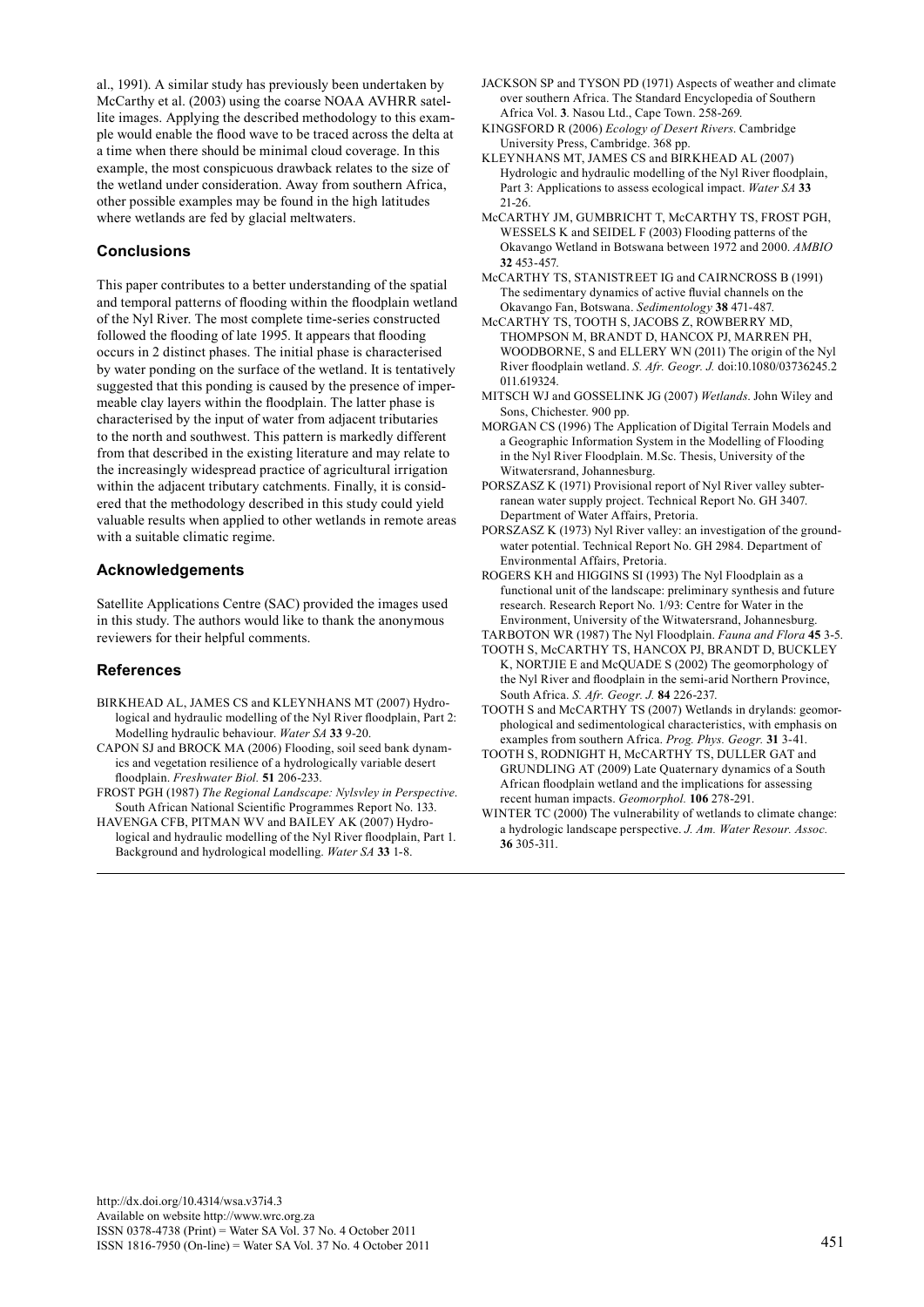al., 1991). A similar study has previously been undertaken by McCarthy et al. (2003) using the coarse NOAA AVHRR satellite images. Applying the described methodology to this example would enable the flood wave to be traced across the delta at a time when there should be minimal cloud coverage. In this example, the most conspicuous drawback relates to the size of the wetland under consideration. Away from southern Africa, other possible examples may be found in the high latitudes where wetlands are fed by glacial meltwaters.

## Conclusions

This paper contributes to a better understanding of the spatial and temporal patterns of flooding within the floodplain wetland of the Nyl River. The most complete time-series constructed followed the flooding of late 1995. It appears that flooding occurs in 2 distinct phases. The initial phase is characterised by water ponding on the surface of the wetland. It is tentatively suggested that this ponding is caused by the presence of impermeable clay layers within the floodplain. The latter phase is characterised by the input of water from adjacent tributaries to the north and southwest. This pattern is markedly different from that described in the existing literature and may relate to the increasingly widespread practice of agricultural irrigation within the adjacent tributary catchments. Finally, it is considered that the methodology described in this study could yield valuable results when applied to other wetlands in remote areas with a suitable climatic regime.

## Acknowledgements

Satellite Applications Centre (SAC) provided the images used in this study. The authors would like to thank the anonymous reviewers for their helpful comments.

## References

BIRKHEAD AL, JAMES CS and KLEYNHANS MT (2007) Hydrological and hydraulic modelling of the Nyl River floodplain, Part 2: Modelling hydraulic behaviour. *Water SA* **33** 9-20.

CAPON SJ and BROCK MA (2006) Flooding, soil seed bank dynamics and vegetation resilience of a hydrologically variable desert floodplain. *Freshwater Biol.* **51** 206-233.

FROST PGH (1987) *The Regional Landscape: Nylsvley in Perspective*. South African National Scientific Programmes Report No. 133.

HAVENGA CFB, PITMAN WV and BAILEY AK (2007) Hydrological and hydraulic modelling of the Nyl River floodplain, Part 1. Background and hydrological modelling. *Water SA* **33** 1-8.

JACKSON SP and TYSON PD (1971) Aspects of weather and climate over southern Africa. The Standard Encyclopedia of Southern Africa Vol. **3**. Nasou Ltd., Cape Town. 258-269.

KINGSFORD R (2006) *Ecology of Desert Rivers*. Cambridge University Press, Cambridge. 368 pp.

KLEYNHANS MT, JAMES CS and BIRKHEAD AL (2007) Hydrologic and hydraulic modelling of the Nyl River floodplain, Part 3: Applications to assess ecological impact. *Water SA* **33** 21-26.

McCARTHY JM, GUMBRICHT T, McCARTHY TS, FROST PGH, WESSELS K and SEIDEL F (2003) Flooding patterns of the Okavango Wetland in Botswana between 1972 and 2000. *AMBIO* **32** 453-457.

McCARTHY TS, STANISTREET IG and CAIRNCROSS B (1991) The sedimentary dynamics of active fluvial channels on the Okavango Fan, Botswana. *Sedimentology* **38** 471-487.

McCARTHY TS, TOOTH S, JACOBS Z, ROWBERRY MD, THOMPSON M, BRANDT D, HANCOX PJ, MARREN PH, WOODBORNE, S and ELLERY WN (2011) The origin of the Nyl River floodplain wetland. *S. Afr. Geogr. J.* doi:10.1080/03736245.2011.619324.

MITSCH WJ and GOSSELINK JG (2007) *Wetlands*. John Wiley and Sons, Chichester. 900 pp.

MORGAN CS (1996) The Application of Digital Terrain Models and a Geographic Information System in the Modelling of Flooding in the Nyl River Floodplain. M.Sc. Thesis, University of the Witwatersrand, Johannesburg.

PORSZASZ K (1971) Provisional report of Nyl River valley subterranean water supply project. Technical Report No. GH 3407. Department of Water Affairs, Pretoria.

PORSZASZ K (1973) Nyl River valley: an investigation of the groundwater potential. Technical Report No. GH 2984. Department of Environmental Affairs, Pretoria.

ROGERS KH and HIGGINS SI (1993) The Nyl Floodplain as a functional unit of the landscape: preliminary synthesis and future research. Research Report No. 1/93: Centre for Water in the Environment, University of the Witwatersrand, Johannesburg.

TARBOTON WR (1987) The Nyl Floodplain. *Fauna and Flora* **45** 3-5.

TOOTH S, McCARTHY TS, HANCOX PJ, BRANDT D, BUCKLEY K, NORTJIE E and McQUADE S (2002) The geomorphology of the Nyl River and floodplain in the semi-arid Northern Province, South Africa. *S. Afr. Geogr. J.* **84** 226-237.

TOOTH S and McCARTHY TS (2007) Wetlands in drylands: geomorphological and sedimentological characteristics, with emphasis on examples from southern Africa. *Prog. Phys. Geogr.* **31** 3-41.

TOOTH S, RODNIGHT H, McCARTHY TS, DULLER GAT and GRUNDLING AT (2009) Late Quaternary dynamics of a South African floodplain wetland and the implications for assessing recent human impacts. *Geomorphol.* **106** 278-291.

WINTER TC (2000) The vulnerability of wetlands to climate change: a hydrologic landscape perspective. *J. Am. Water Resour. Assoc.* **36** 305-311.